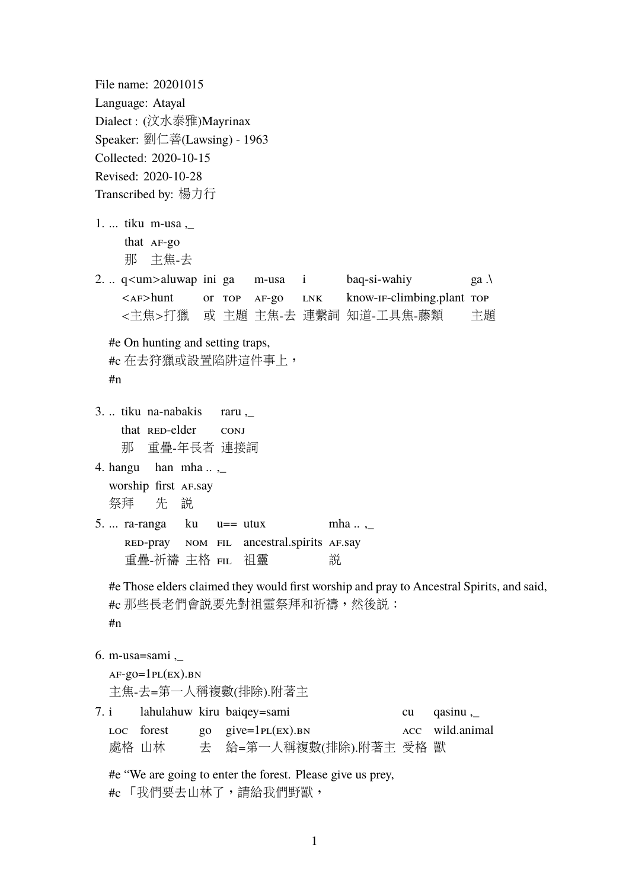File name: 20201015
Language: Atayal
Dialect : (汶水泰雅)Mayrinax
Speaker: 劉仁善(Lawsing) - 1963
Collected: 2020-10-15
Revised: 2020-10-28
Transcribed by: 楊力行

1. ... tiku m-usa ,_
   that AF-go
   那 主焦-去
2. .. q<um>aluwap ini ga m-usa i baq-si-wahiy ga .\
   <AF>hunt or TOP AF-go LNK know-IF-climbing.plant TOP
   <主焦>打獵 或 主題 主焦-去 連繫詞 知道-工具焦-藤類 主題

   #e On hunting and setting traps,
   #c 在去狩獵或設置陷阱這件事上，
   #n

3. .. tiku na-nabakis raru ,_
   that RED-elder CONJ
   那 重疊-年長者 連接詞
4. hangu han mha .. ,_
   worship first AF.say
   祭拜 先 說
5. ... ra-ranga ku u== utux mha .. ,_
   RED-pray NOM FIL ancestral.spirits AF.say
   重疊-祈禱 主格 FIL 祖靈 說

   #e Those elders claimed they would first worship and pray to Ancestral Spirits, and said,
   #c 那些長老們會說要先對祖靈祭拜和祈禱，然後說：
   #n

6. m-usa=sami ,_
   AF-go=1PL(EX).BN
   主焦-去=第一人稱複數(排除).附著主
7. i lahulahuw kiru baiqey=sami cu qasinu ,_
   LOC forest go give=1PL(EX).BN ACC wild.animal
   處格 山林 去 給=第一人稱複數(排除).附著主 受格 獸

   #e “We are going to enter the forest. Please give us prey,
   #c 「我們要去山林了，請給我們野獸，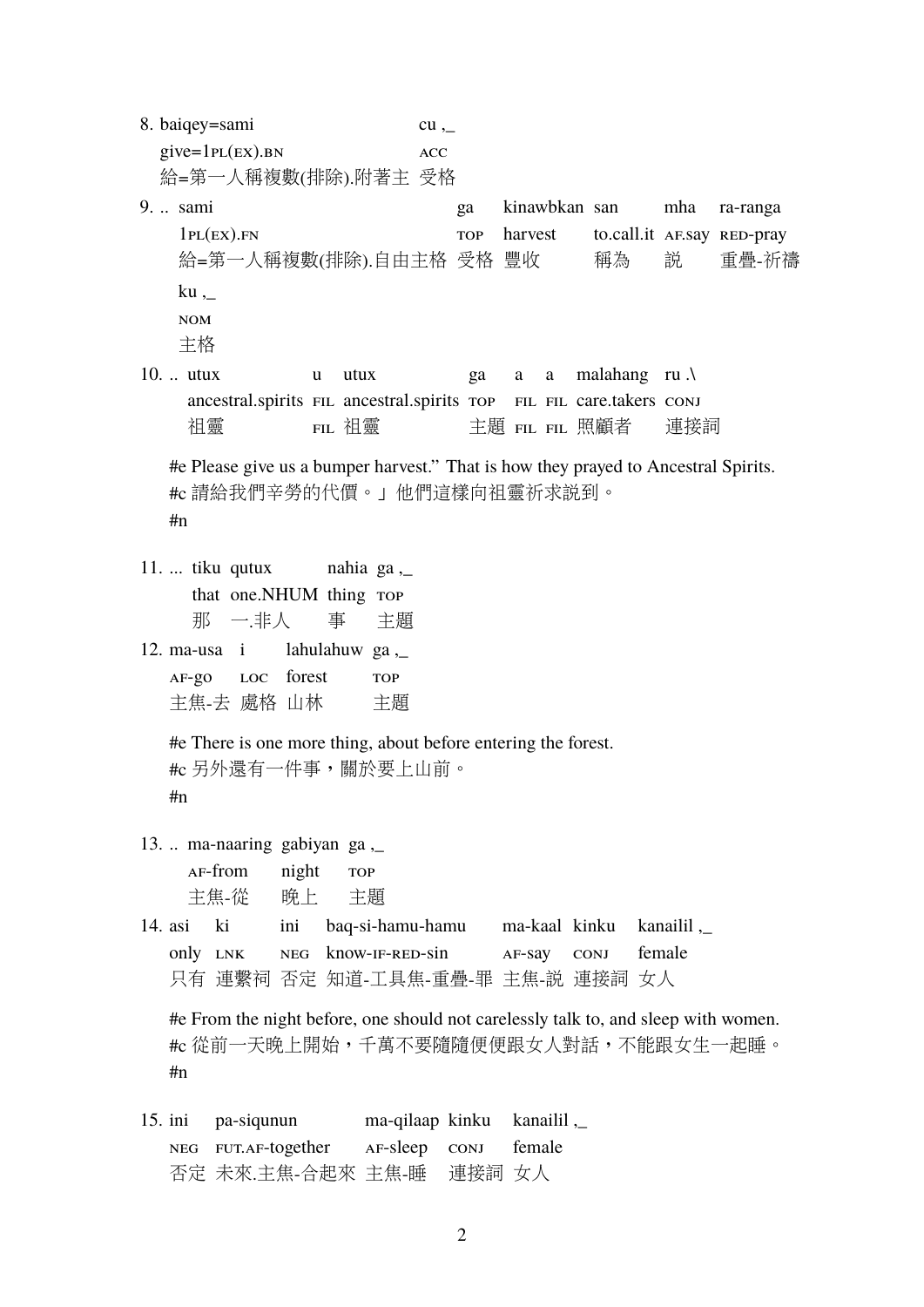8\. baiqey=sami cu ,_
give=1PL(EX).BN ACC
給=第一人稱複數(排除).附著主 受格

9\. .. sami ga kinawbkan san mha ra-ranga ku ,_
1PL(EX).FN TOP harvest to.call.it AF.say RED-pray NOM
給=第一人稱複數(排除).自由主格 受格 豐收 稱為 說 重疊-祈禱 主格

10\. .. utux u utux ga a a malahang ru .\
ancestral.spirits FIL ancestral.spirits TOP FIL FIL care.takers CONJ
祖靈 FIL 祖靈 主題 FIL FIL 照顧者 連接詞

#e Please give us a bumper harvest." That is how they prayed to Ancestral Spirits.
#c 請給我們辛勞的代價。」他們這樣向祖靈祈求說到。
#n

11\. ... tiku qutux nahia ga ,_
that one.NHUM thing TOP
那 一.非人 事 主題

12\. ma-usa i lahulahuw ga ,_
AF-go LOC forest TOP
主焦-去 處格 山林 主題

#e There is one more thing, about before entering the forest.
#c 另外還有一件事，關於要上山前。
#n

13\. .. ma-naaring gabiyan ga ,_
AF-from night TOP
主焦-從 晚上 主題

14\. asi ki ini baq-si-hamu-hamu ma-kaal kinku kanailil ,_
only LNK NEG know-IF-RED-sin AF-say CONJ female
只有 連繫詞 否定 知道-工具焦-重疊-罪 主焦-說 連接詞 女人

#e From the night before, one should not carelessly talk to, and sleep with women.
#c 從前一天晚上開始，千萬不要隨隨便便跟女人對話，不能跟女生一起睡。
#n

15\. ini pa-siqunun ma-qilaap kinku kanailil ,_
NEG FUT.AF-together AF-sleep CONJ female
否定 未來.主焦-合起來 主焦-睡 連接詞 女人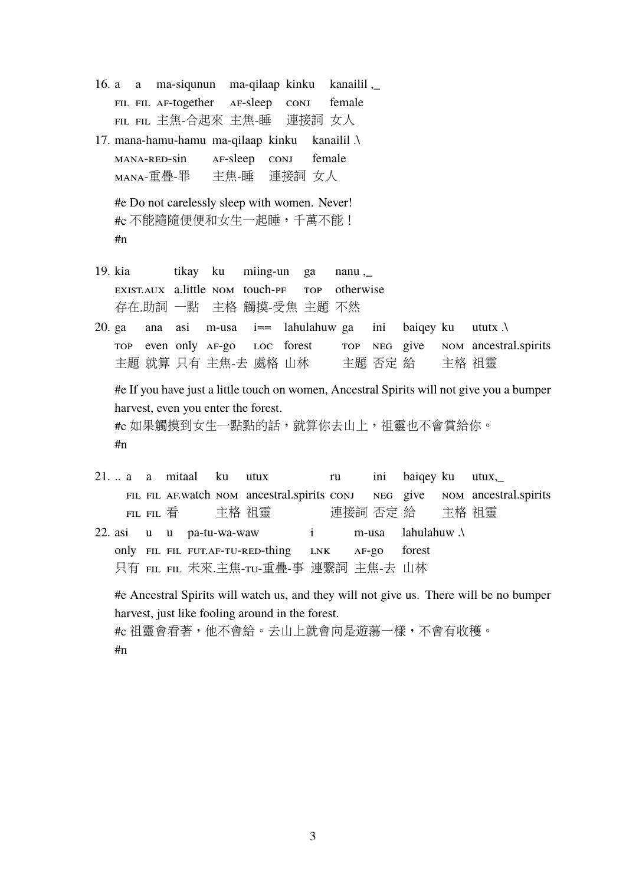16. a a ma-siqunun ma-qilaap kinku kanailil ,_
    FIL FIL AF-together AF-sleep CONJ female
    FIL FIL 主焦-合起來 主焦-睡 連接詞 女人

17. mana-hamu-hamu ma-qilaap kinku kanailil .\
    MANA-RED-sin AF-sleep CONJ female
    MANA-重疊-罪 主焦-睡 連接詞 女人

    #e Do not carelessly sleep with women. Never!
    #c 不能隨隨便便和女生一起睡，千萬不能！
    #n

19. kia tikay ku miing-un ga nanu ,_
    EXIST.AUX a.little NOM touch-PF TOP otherwise
    存在.助詞 一點 主格 觸摸-受焦 主題 不然

20. ga ana asi m-usa i== lahulahuw ga ini baiqey ku ututx .\
    TOP even only AF-go LOC forest TOP NEG give NOM ancestral.spirits
    主題 就算 只有 主焦-去 處格 山林 主題 否定 給 主格 祖靈

    #e If you have just a little touch on women, Ancestral Spirits will not give you a bumper harvest, even you enter the forest.
    #c 如果觸摸到女生一點點的話，就算你去山上，祖靈也不會賞給你。
    #n

21. .. a a mitaal ku utux ru ini baiqey ku utux,_
    FIL FIL AF.watch NOM ancestral.spirits CONJ NEG give NOM ancestral.spirits
    FIL FIL 看 主格 祖靈 連接詞 否定 給 主格 祖靈

22. asi u u pa-tu-wa-waw i m-usa lahulahuw .\
    only FIL FIL FUT.AF-TU-RED-thing LNK AF-go forest
    只有 FIL FIL 未來.主焦-TU-重疊-事 連繫詞 主焦-去 山林

    #e Ancestral Spirits will watch us, and they will not give us. There will be no bumper harvest, just like fooling around in the forest.
    #c 祖靈會看著，他不會給。去山上就會向是遊蕩一樣，不會有收穫。
    #n